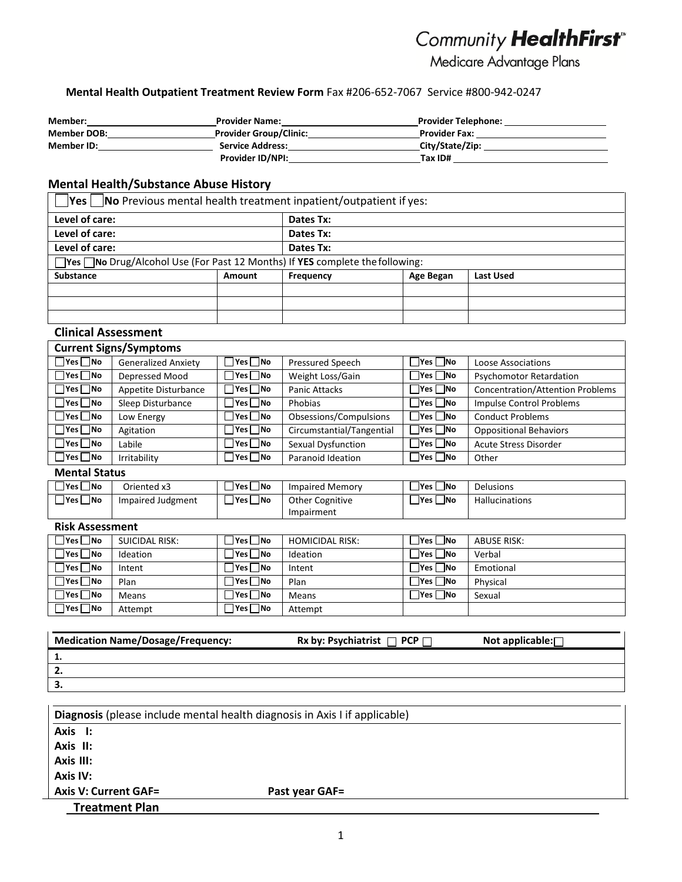Community **HealthFirst**™
Medicare Advantage Plans

**Mental Health Outpatient Treatment Review Form** Fax #206-652-7067 Service #800-942-0247

| | | | | | |
|---|---|---|---|---|---|
| **Member:** | | **Provider Name:** | | **Provider Telephone:** | |
| **Member DOB:** | | **Provider Group/Clinic:** | | **Provider Fax:** | |
| **Member ID:** | | **Service Address:** | | **City/State/Zip:** | |
| | | **Provider ID/NPI:** | | **Tax ID#** | |

## Mental Health/Substance Abuse History

☐ **Yes** ☐ **No** Previous mental health treatment inpatient/outpatient if yes:

| | |
|---|---|
| **Level of care:** | **Dates Tx:** |
| **Level of care:** | **Dates Tx:** |
| **Level of care:** | **Dates Tx:** |

☐ **Yes** ☐ **No** Drug/Alcohol Use (For Past 12 Months) If **YES** complete the following:

| **Substance** | **Amount** | **Frequency** | **Age Began** | **Last Used** |
|---|---|---|---|---|
| | | | | |
| | | | | |
| | | | | |

## Clinical Assessment

### Current Signs/Symptoms

| | | | | | |
|---|---|---|---|---|---|
| ☐ Yes ☐ No | Generalized Anxiety | ☐ Yes ☐ No | Pressured Speech | ☐ Yes ☐ No | Loose Associations |
| ☐ Yes ☐ No | Depressed Mood | ☐ Yes ☐ No | Weight Loss/Gain | ☐ Yes ☐ No | Psychomotor Retardation |
| ☐ Yes ☐ No | Appetite Disturbance | ☐ Yes ☐ No | Panic Attacks | ☐ Yes ☐ No | Concentration/Attention Problems |
| ☐ Yes ☐ No | Sleep Disturbance | ☐ Yes ☐ No | Phobias | ☐ Yes ☐ No | Impulse Control Problems |
| ☐ Yes ☐ No | Low Energy | ☐ Yes ☐ No | Obsessions/Compulsions | ☐ Yes ☐ No | Conduct Problems |
| ☐ Yes ☐ No | Agitation | ☐ Yes ☐ No | Circumstantial/Tangential | ☐ Yes ☐ No | Oppositional Behaviors |
| ☐ Yes ☐ No | Labile | ☐ Yes ☐ No | Sexual Dysfunction | ☐ Yes ☐ No | Acute Stress Disorder |
| ☐ Yes ☐ No | Irritability | ☐ Yes ☐ No | Paranoid Ideation | ☐ Yes ☐ No | Other |

### Mental Status

| | | | | | |
|---|---|---|---|---|---|
| ☐ Yes ☐ No | Oriented x3 | ☐ Yes ☐ No | Impaired Memory | ☐ Yes ☐ No | Delusions |
| ☐ Yes ☐ No | Impaired Judgment | ☐ Yes ☐ No | Other Cognitive Impairment | ☐ Yes ☐ No | Hallucinations |

### Risk Assessment

| | | | | | |
|---|---|---|---|---|---|
| ☐ Yes ☐ No | SUICIDAL RISK: | ☐ Yes ☐ No | HOMICIDAL RISK: | ☐ Yes ☐ No | ABUSE RISK: |
| ☐ Yes ☐ No | Ideation | ☐ Yes ☐ No | Ideation | ☐ Yes ☐ No | Verbal |
| ☐ Yes ☐ No | Intent | ☐ Yes ☐ No | Intent | ☐ Yes ☐ No | Emotional |
| ☐ Yes ☐ No | Plan | ☐ Yes ☐ No | Plan | ☐ Yes ☐ No | Physical |
| ☐ Yes ☐ No | Means | ☐ Yes ☐ No | Means | ☐ Yes ☐ No | Sexual |
| ☐ Yes ☐ No | Attempt | ☐ Yes ☐ No | Attempt | | |

| **Medication Name/Dosage/Frequency:** | **Rx by: Psychiatrist** ☐ **PCP** ☐ | **Not applicable:** ☐ |
|---|---|---|
| **1.** | | |
| **2.** | | |
| **3.** | | |

**Diagnosis** (please include mental health diagnosis in Axis I if applicable)

**Axis I:**

**Axis II:**

**Axis III:**

**Axis IV:**

**Axis V: Current GAF=** **Past year GAF=**

## Treatment Plan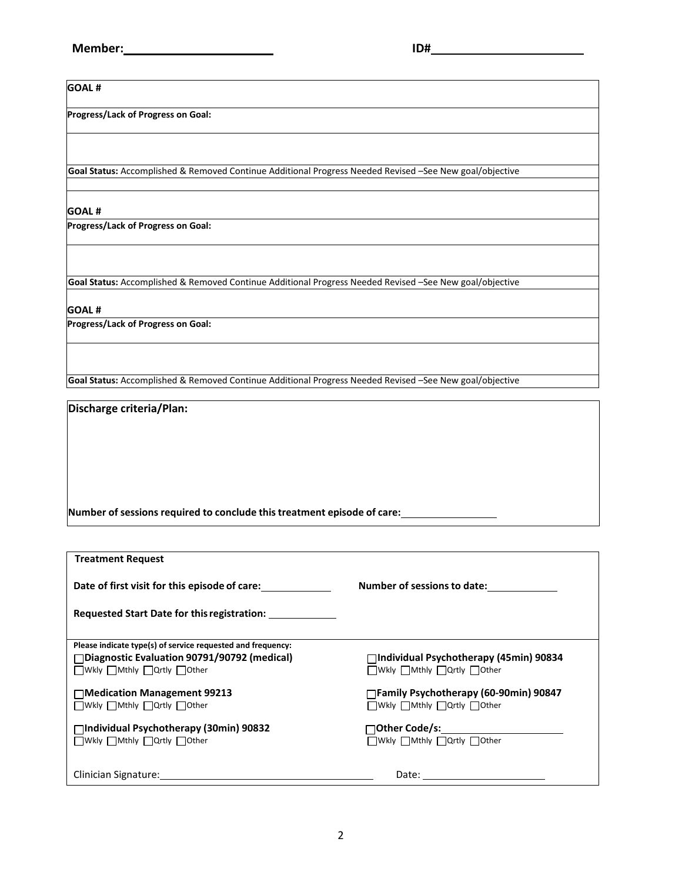**Member:** ______________________ **ID#** ______________________

**GOAL #**

**Progress/Lack of Progress on Goal:**

**Goal Status:** Accomplished & Removed Continue Additional Progress Needed Revised –See New goal/objective

**GOAL #**

**Progress/Lack of Progress on Goal:**

**Goal Status:** Accomplished & Removed Continue Additional Progress Needed Revised –See New goal/objective

**GOAL #**

**Progress/Lack of Progress on Goal:**

**Goal Status:** Accomplished & Removed Continue Additional Progress Needed Revised –See New goal/objective

**Discharge criteria/Plan:**

**Number of sessions required to conclude this treatment episode of care:** ________________

**Treatment Request**

**Date of first visit for this episode of care:** ____________ **Number of sessions to date:** ____________

**Requested Start Date for this registration:** ____________

**Please indicate type(s) of service requested and frequency:**

☐ **Diagnostic Evaluation 90791/90792 (medical)**
☐ Wkly ☐ Mthly ☐ Qrtly ☐ Other

☐ **Medication Management 99213**
☐ Wkly ☐ Mthly ☐ Qrtly ☐ Other

☐ **Individual Psychotherapy (30min) 90832**
☐ Wkly ☐ Mthly ☐ Qrtly ☐ Other

☐ **Individual Psychotherapy (45min) 90834**
☐ Wkly ☐ Mthly ☐ Qrtly ☐ Other

☐ **Family Psychotherapy (60-90min) 90847**
☐ Wkly ☐ Mthly ☐ Qrtly ☐ Other

☐ **Other Code/s:** ____________________
☐ Wkly ☐ Mthly ☐ Qrtly ☐ Other

Clinician Signature: ____________________________________ Date: ______________________